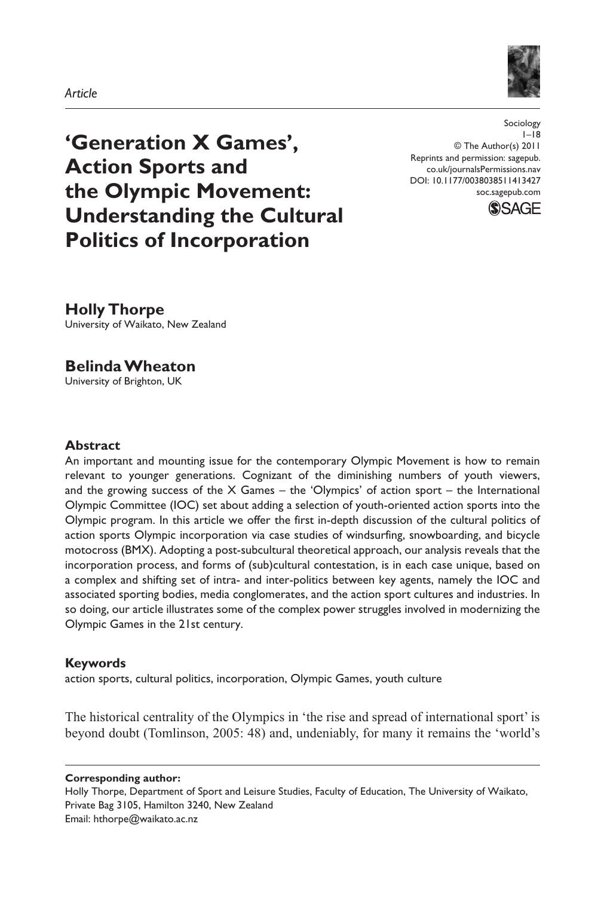*Article*

Sociology
1–18
© The Author(s) 2011
Reprints and permission: sagepub.co.uk/journalsPermissions.nav
DOI: 10.1177/0038038511413427
soc.sagepub.com

# 'Generation X Games', Action Sports and the Olympic Movement: Understanding the Cultural Politics of Incorporation

**Holly Thorpe**
University of Waikato, New Zealand

**Belinda Wheaton**
University of Brighton, UK

### Abstract

An important and mounting issue for the contemporary Olympic Movement is how to remain relevant to younger generations. Cognizant of the diminishing numbers of youth viewers, and the growing success of the X Games – the 'Olympics' of action sport – the International Olympic Committee (IOC) set about adding a selection of youth-oriented action sports into the Olympic program. In this article we offer the first in-depth discussion of the cultural politics of action sports Olympic incorporation via case studies of windsurfing, snowboarding, and bicycle motocross (BMX). Adopting a post-subcultural theoretical approach, our analysis reveals that the incorporation process, and forms of (sub)cultural contestation, is in each case unique, based on a complex and shifting set of intra- and inter-politics between key agents, namely the IOC and associated sporting bodies, media conglomerates, and the action sport cultures and industries. In so doing, our article illustrates some of the complex power struggles involved in modernizing the Olympic Games in the 21st century.

### Keywords

action sports, cultural politics, incorporation, Olympic Games, youth culture

The historical centrality of the Olympics in 'the rise and spread of international sport' is beyond doubt (Tomlinson, 2005: 48) and, undeniably, for many it remains the 'world's

**Corresponding author:**
Holly Thorpe, Department of Sport and Leisure Studies, Faculty of Education, The University of Waikato, Private Bag 3105, Hamilton 3240, New Zealand
Email: hthorpe@waikato.ac.nz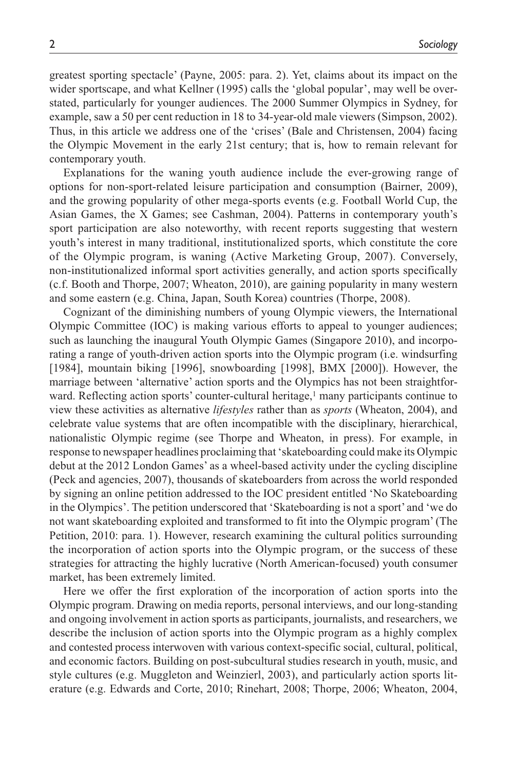greatest sporting spectacle' (Payne, 2005: para. 2). Yet, claims about its impact on the wider sportscape, and what Kellner (1995) calls the 'global popular', may well be overstated, particularly for younger audiences. The 2000 Summer Olympics in Sydney, for example, saw a 50 per cent reduction in 18 to 34-year-old male viewers (Simpson, 2002). Thus, in this article we address one of the 'crises' (Bale and Christensen, 2004) facing the Olympic Movement in the early 21st century; that is, how to remain relevant for contemporary youth.

Explanations for the waning youth audience include the ever-growing range of options for non-sport-related leisure participation and consumption (Bairner, 2009), and the growing popularity of other mega-sports events (e.g. Football World Cup, the Asian Games, the X Games; see Cashman, 2004). Patterns in contemporary youth's sport participation are also noteworthy, with recent reports suggesting that western youth's interest in many traditional, institutionalized sports, which constitute the core of the Olympic program, is waning (Active Marketing Group, 2007). Conversely, non-institutionalized informal sport activities generally, and action sports specifically (c.f. Booth and Thorpe, 2007; Wheaton, 2010), are gaining popularity in many western and some eastern (e.g. China, Japan, South Korea) countries (Thorpe, 2008).

Cognizant of the diminishing numbers of young Olympic viewers, the International Olympic Committee (IOC) is making various efforts to appeal to younger audiences; such as launching the inaugural Youth Olympic Games (Singapore 2010), and incorporating a range of youth-driven action sports into the Olympic program (i.e. windsurfing [1984], mountain biking [1996], snowboarding [1998], BMX [2000]). However, the marriage between 'alternative' action sports and the Olympics has not been straightforward. Reflecting action sports' counter-cultural heritage,[1] many participants continue to view these activities as alternative *lifestyles* rather than as *sports* (Wheaton, 2004), and celebrate value systems that are often incompatible with the disciplinary, hierarchical, nationalistic Olympic regime (see Thorpe and Wheaton, in press). For example, in response to newspaper headlines proclaiming that 'skateboarding could make its Olympic debut at the 2012 London Games' as a wheel-based activity under the cycling discipline (Peck and agencies, 2007), thousands of skateboarders from across the world responded by signing an online petition addressed to the IOC president entitled 'No Skateboarding in the Olympics'. The petition underscored that 'Skateboarding is not a sport' and 'we do not want skateboarding exploited and transformed to fit into the Olympic program' (The Petition, 2010: para. 1). However, research examining the cultural politics surrounding the incorporation of action sports into the Olympic program, or the success of these strategies for attracting the highly lucrative (North American-focused) youth consumer market, has been extremely limited.

Here we offer the first exploration of the incorporation of action sports into the Olympic program. Drawing on media reports, personal interviews, and our long-standing and ongoing involvement in action sports as participants, journalists, and researchers, we describe the inclusion of action sports into the Olympic program as a highly complex and contested process interwoven with various context-specific social, cultural, political, and economic factors. Building on post-subcultural studies research in youth, music, and style cultures (e.g. Muggleton and Weinzierl, 2003), and particularly action sports literature (e.g. Edwards and Corte, 2010; Rinehart, 2008; Thorpe, 2006; Wheaton, 2004,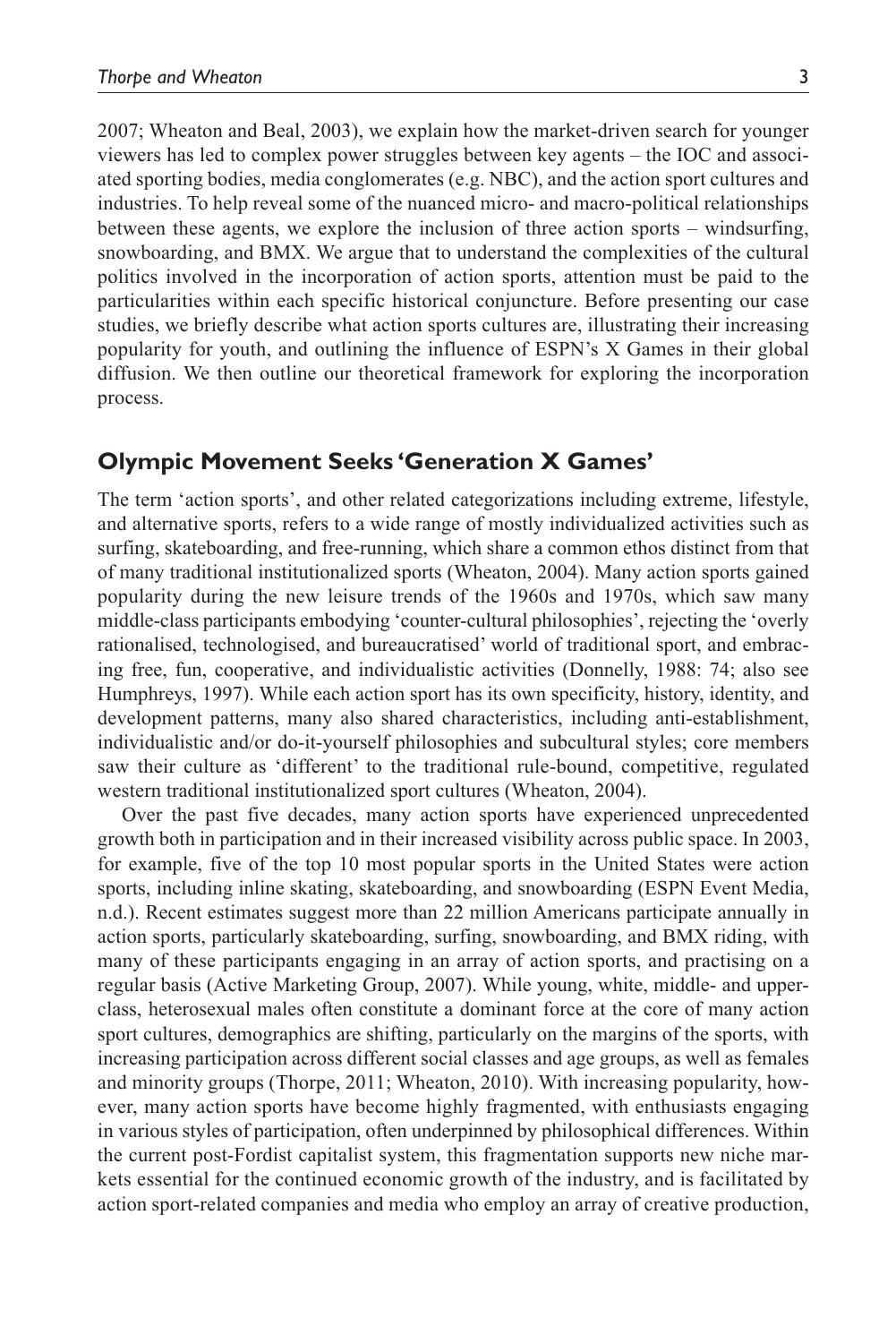2007; Wheaton and Beal, 2003), we explain how the market-driven search for younger viewers has led to complex power struggles between key agents – the IOC and associated sporting bodies, media conglomerates (e.g. NBC), and the action sport cultures and industries. To help reveal some of the nuanced micro- and macro-political relationships between these agents, we explore the inclusion of three action sports – windsurfing, snowboarding, and BMX. We argue that to understand the complexities of the cultural politics involved in the incorporation of action sports, attention must be paid to the particularities within each specific historical conjuncture. Before presenting our case studies, we briefly describe what action sports cultures are, illustrating their increasing popularity for youth, and outlining the influence of ESPN's X Games in their global diffusion. We then outline our theoretical framework for exploring the incorporation process.

## Olympic Movement Seeks 'Generation X Games'

The term 'action sports', and other related categorizations including extreme, lifestyle, and alternative sports, refers to a wide range of mostly individualized activities such as surfing, skateboarding, and free-running, which share a common ethos distinct from that of many traditional institutionalized sports (Wheaton, 2004). Many action sports gained popularity during the new leisure trends of the 1960s and 1970s, which saw many middle-class participants embodying 'counter-cultural philosophies', rejecting the 'overly rationalised, technologised, and bureaucratised' world of traditional sport, and embracing free, fun, cooperative, and individualistic activities (Donnelly, 1988: 74; also see Humphreys, 1997). While each action sport has its own specificity, history, identity, and development patterns, many also shared characteristics, including anti-establishment, individualistic and/or do-it-yourself philosophies and subcultural styles; core members saw their culture as 'different' to the traditional rule-bound, competitive, regulated western traditional institutionalized sport cultures (Wheaton, 2004).

Over the past five decades, many action sports have experienced unprecedented growth both in participation and in their increased visibility across public space. In 2003, for example, five of the top 10 most popular sports in the United States were action sports, including inline skating, skateboarding, and snowboarding (ESPN Event Media, n.d.). Recent estimates suggest more than 22 million Americans participate annually in action sports, particularly skateboarding, surfing, snowboarding, and BMX riding, with many of these participants engaging in an array of action sports, and practising on a regular basis (Active Marketing Group, 2007). While young, white, middle- and upper-class, heterosexual males often constitute a dominant force at the core of many action sport cultures, demographics are shifting, particularly on the margins of the sports, with increasing participation across different social classes and age groups, as well as females and minority groups (Thorpe, 2011; Wheaton, 2010). With increasing popularity, however, many action sports have become highly fragmented, with enthusiasts engaging in various styles of participation, often underpinned by philosophical differences. Within the current post-Fordist capitalist system, this fragmentation supports new niche markets essential for the continued economic growth of the industry, and is facilitated by action sport-related companies and media who employ an array of creative production,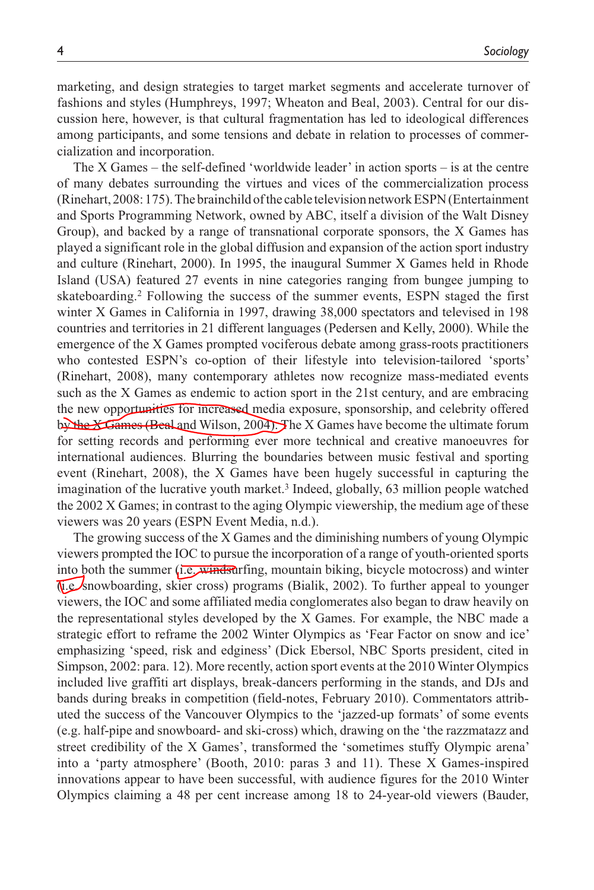marketing, and design strategies to target market segments and accelerate turnover of fashions and styles (Humphreys, 1997; Wheaton and Beal, 2003). Central for our discussion here, however, is that cultural fragmentation has led to ideological differences among participants, and some tensions and debate in relation to processes of commercialization and incorporation.

The X Games – the self-defined 'worldwide leader' in action sports – is at the centre of many debates surrounding the virtues and vices of the commercialization process (Rinehart, 2008: 175). The brainchild of the cable television network ESPN (Entertainment and Sports Programming Network, owned by ABC, itself a division of the Walt Disney Group), and backed by a range of transnational corporate sponsors, the X Games has played a significant role in the global diffusion and expansion of the action sport industry and culture (Rinehart, 2000). In 1995, the inaugural Summer X Games held in Rhode Island (USA) featured 27 events in nine categories ranging from bungee jumping to skateboarding.[2] Following the success of the summer events, ESPN staged the first winter X Games in California in 1997, drawing 38,000 spectators and televised in 198 countries and territories in 21 different languages (Pedersen and Kelly, 2000). While the emergence of the X Games prompted vociferous debate among grass-roots practitioners who contested ESPN's co-option of their lifestyle into television-tailored 'sports' (Rinehart, 2008), many contemporary athletes now recognize mass-mediated events such as the X Games as endemic to action sport in the 21st century, and are embracing the new opportunities for increased media exposure, sponsorship, and celebrity offered by the X Games (Beal and Wilson, 2004). The X Games have become the ultimate forum for setting records and performing ever more technical and creative manoeuvres for international audiences. Blurring the boundaries between music festival and sporting event (Rinehart, 2008), the X Games have been hugely successful in capturing the imagination of the lucrative youth market.[3] Indeed, globally, 63 million people watched the 2002 X Games; in contrast to the aging Olympic viewership, the medium age of these viewers was 20 years (ESPN Event Media, n.d.).

The growing success of the X Games and the diminishing numbers of young Olympic viewers prompted the IOC to pursue the incorporation of a range of youth-oriented sports into both the summer (i.e. windsurfing, mountain biking, bicycle motocross) and winter (i.e. snowboarding, skier cross) programs (Bialik, 2002). To further appeal to younger viewers, the IOC and some affiliated media conglomerates also began to draw heavily on the representational styles developed by the X Games. For example, the NBC made a strategic effort to reframe the 2002 Winter Olympics as 'Fear Factor on snow and ice' emphasizing 'speed, risk and edginess' (Dick Ebersol, NBC Sports president, cited in Simpson, 2002: para. 12). More recently, action sport events at the 2010 Winter Olympics included live graffiti art displays, break-dancers performing in the stands, and DJs and bands during breaks in competition (field-notes, February 2010). Commentators attributed the success of the Vancouver Olympics to the 'jazzed-up formats' of some events (e.g. half-pipe and snowboard- and ski-cross) which, drawing on the 'the razzmatazz and street credibility of the X Games', transformed the 'sometimes stuffy Olympic arena' into a 'party atmosphere' (Booth, 2010: paras 3 and 11). These X Games-inspired innovations appear to have been successful, with audience figures for the 2010 Winter Olympics claiming a 48 per cent increase among 18 to 24-year-old viewers (Bauder,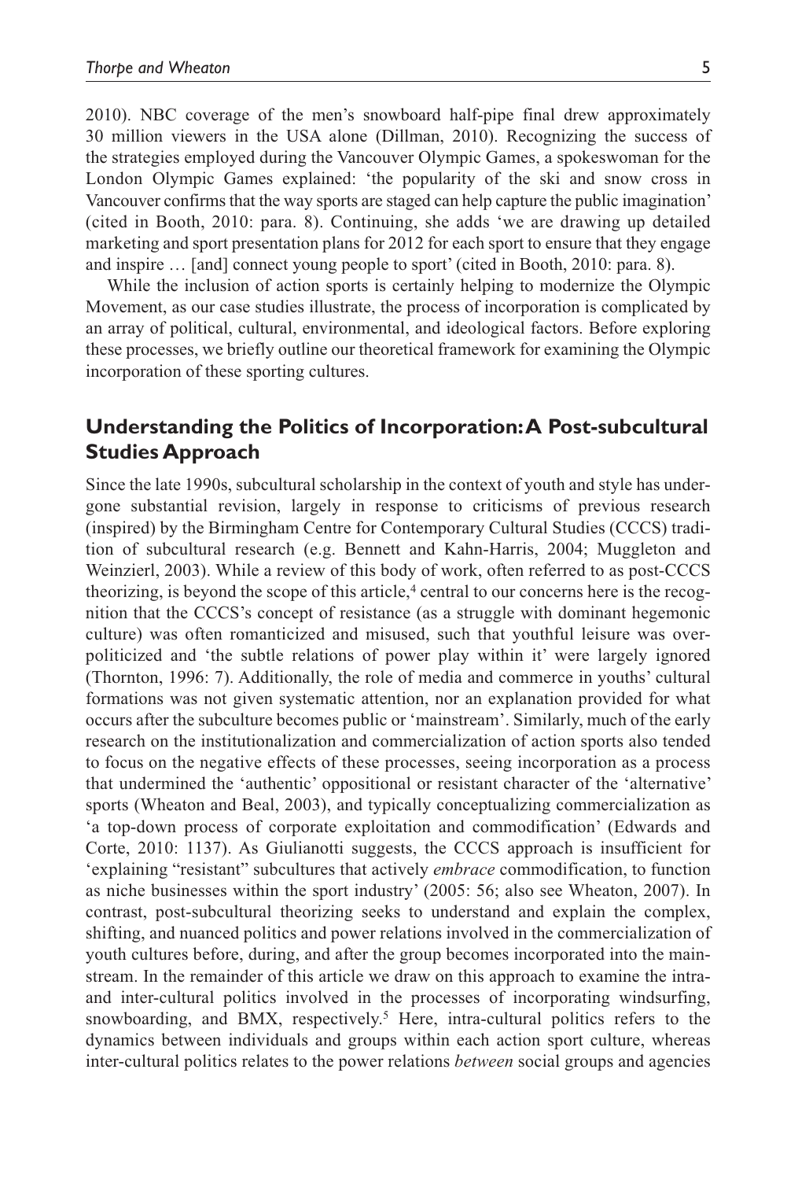2010). NBC coverage of the men's snowboard half-pipe final drew approximately 30 million viewers in the USA alone (Dillman, 2010). Recognizing the success of the strategies employed during the Vancouver Olympic Games, a spokeswoman for the London Olympic Games explained: 'the popularity of the ski and snow cross in Vancouver confirms that the way sports are staged can help capture the public imagination' (cited in Booth, 2010: para. 8). Continuing, she adds 'we are drawing up detailed marketing and sport presentation plans for 2012 for each sport to ensure that they engage and inspire … [and] connect young people to sport' (cited in Booth, 2010: para. 8).

While the inclusion of action sports is certainly helping to modernize the Olympic Movement, as our case studies illustrate, the process of incorporation is complicated by an array of political, cultural, environmental, and ideological factors. Before exploring these processes, we briefly outline our theoretical framework for examining the Olympic incorporation of these sporting cultures.

## Understanding the Politics of Incorporation: A Post-subcultural Studies Approach

Since the late 1990s, subcultural scholarship in the context of youth and style has undergone substantial revision, largely in response to criticisms of previous research (inspired) by the Birmingham Centre for Contemporary Cultural Studies (CCCS) tradition of subcultural research (e.g. Bennett and Kahn-Harris, 2004; Muggleton and Weinzierl, 2003). While a review of this body of work, often referred to as post-CCCS theorizing, is beyond the scope of this article,[4] central to our concerns here is the recognition that the CCCS's concept of resistance (as a struggle with dominant hegemonic culture) was often romanticized and misused, such that youthful leisure was over-politicized and 'the subtle relations of power play within it' were largely ignored (Thornton, 1996: 7). Additionally, the role of media and commerce in youths' cultural formations was not given systematic attention, nor an explanation provided for what occurs after the subculture becomes public or 'mainstream'. Similarly, much of the early research on the institutionalization and commercialization of action sports also tended to focus on the negative effects of these processes, seeing incorporation as a process that undermined the 'authentic' oppositional or resistant character of the 'alternative' sports (Wheaton and Beal, 2003), and typically conceptualizing commercialization as 'a top-down process of corporate exploitation and commodification' (Edwards and Corte, 2010: 1137). As Giulianotti suggests, the CCCS approach is insufficient for 'explaining "resistant" subcultures that actively *embrace* commodification, to function as niche businesses within the sport industry' (2005: 56; also see Wheaton, 2007). In contrast, post-subcultural theorizing seeks to understand and explain the complex, shifting, and nuanced politics and power relations involved in the commercialization of youth cultures before, during, and after the group becomes incorporated into the mainstream. In the remainder of this article we draw on this approach to examine the intra- and inter-cultural politics involved in the processes of incorporating windsurfing, snowboarding, and BMX, respectively.[5] Here, intra-cultural politics refers to the dynamics between individuals and groups within each action sport culture, whereas inter-cultural politics relates to the power relations *between* social groups and agencies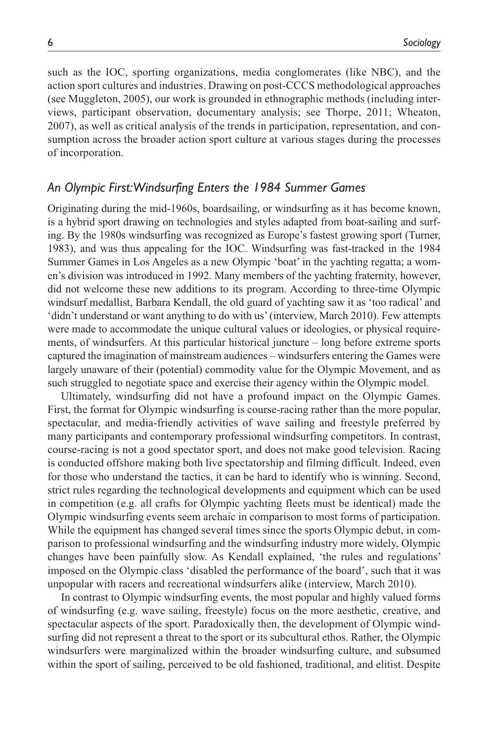such as the IOC, sporting organizations, media conglomerates (like NBC), and the action sport cultures and industries. Drawing on post-CCCS methodological approaches (see Muggleton, 2005), our work is grounded in ethnographic methods (including interviews, participant observation, documentary analysis; see Thorpe, 2011; Wheaton, 2007), as well as critical analysis of the trends in participation, representation, and consumption across the broader action sport culture at various stages during the processes of incorporation.

## *An Olympic First: Windsurfing Enters the 1984 Summer Games*

Originating during the mid-1960s, boardsailing, or windsurfing as it has become known, is a hybrid sport drawing on technologies and styles adapted from boat-sailing and surfing. By the 1980s windsurfing was recognized as Europe's fastest growing sport (Turner, 1983), and was thus appealing for the IOC. Windsurfing was fast-tracked in the 1984 Summer Games in Los Angeles as a new Olympic 'boat' in the yachting regatta; a women's division was introduced in 1992. Many members of the yachting fraternity, however, did not welcome these new additions to its program. According to three-time Olympic windsurf medallist, Barbara Kendall, the old guard of yachting saw it as 'too radical' and 'didn't understand or want anything to do with us' (interview, March 2010). Few attempts were made to accommodate the unique cultural values or ideologies, or physical requirements, of windsurfers. At this particular historical juncture – long before extreme sports captured the imagination of mainstream audiences – windsurfers entering the Games were largely unaware of their (potential) commodity value for the Olympic Movement, and as such struggled to negotiate space and exercise their agency within the Olympic model.

Ultimately, windsurfing did not have a profound impact on the Olympic Games. First, the format for Olympic windsurfing is course-racing rather than the more popular, spectacular, and media-friendly activities of wave sailing and freestyle preferred by many participants and contemporary professional windsurfing competitors. In contrast, course-racing is not a good spectator sport, and does not make good television. Racing is conducted offshore making both live spectatorship and filming difficult. Indeed, even for those who understand the tactics, it can be hard to identify who is winning. Second, strict rules regarding the technological developments and equipment which can be used in competition (e.g. all crafts for Olympic yachting fleets must be identical) made the Olympic windsurfing events seem archaic in comparison to most forms of participation. While the equipment has changed several times since the sports Olympic debut, in comparison to professional windsurfing and the windsurfing industry more widely, Olympic changes have been painfully slow. As Kendall explained, 'the rules and regulations' imposed on the Olympic class 'disabled the performance of the board', such that it was unpopular with racers and recreational windsurfers alike (interview, March 2010).

In contrast to Olympic windsurfing events, the most popular and highly valued forms of windsurfing (e.g. wave sailing, freestyle) focus on the more aesthetic, creative, and spectacular aspects of the sport. Paradoxically then, the development of Olympic windsurfing did not represent a threat to the sport or its subcultural ethos. Rather, the Olympic windsurfers were marginalized within the broader windsurfing culture, and subsumed within the sport of sailing, perceived to be old fashioned, traditional, and elitist. Despite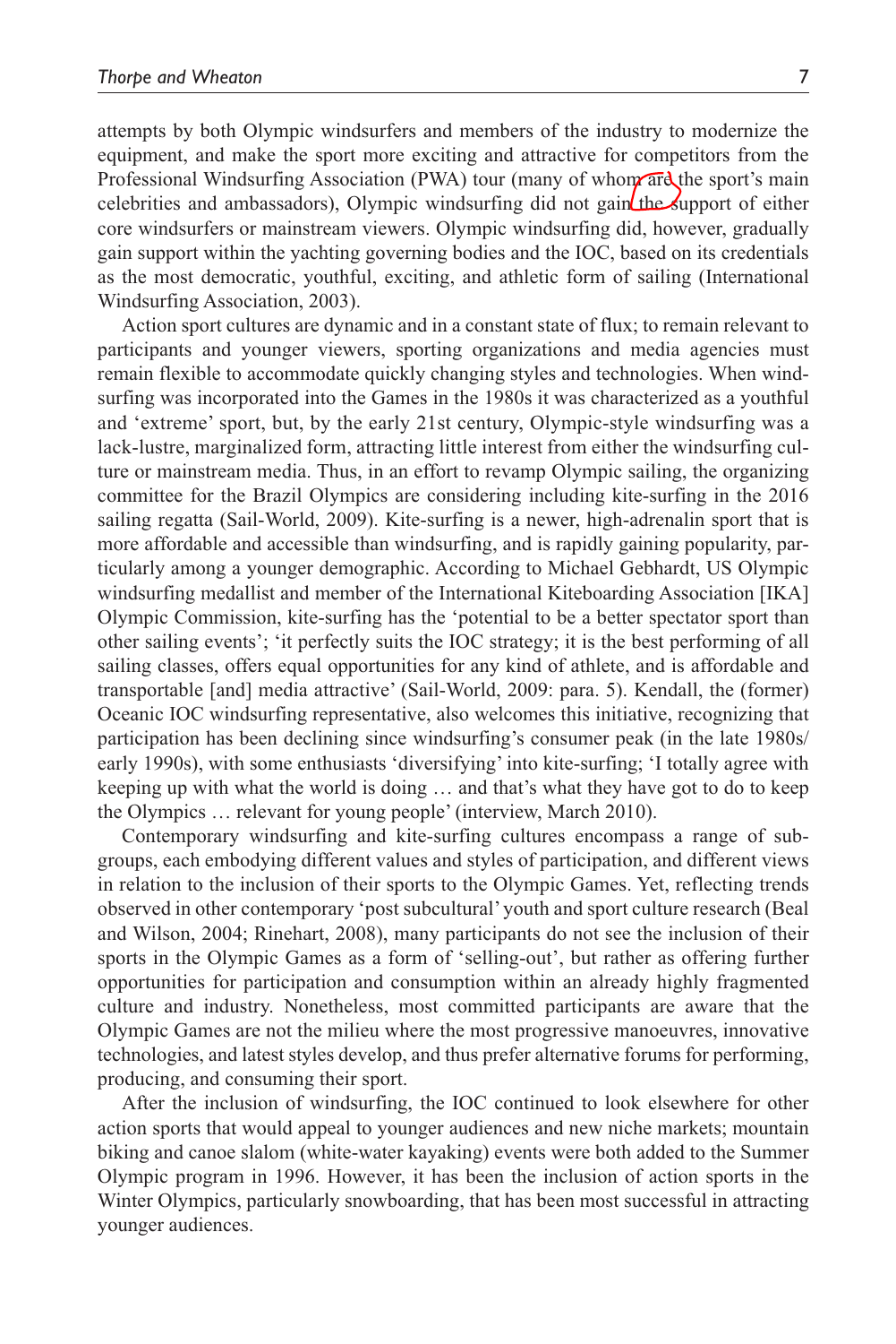attempts by both Olympic windsurfers and members of the industry to modernize the equipment, and make the sport more exciting and attractive for competitors from the Professional Windsurfing Association (PWA) tour (many of whom are the sport's main celebrities and ambassadors), Olympic windsurfing did not gain the support of either core windsurfers or mainstream viewers. Olympic windsurfing did, however, gradually gain support within the yachting governing bodies and the IOC, based on its credentials as the most democratic, youthful, exciting, and athletic form of sailing (International Windsurfing Association, 2003).

Action sport cultures are dynamic and in a constant state of flux; to remain relevant to participants and younger viewers, sporting organizations and media agencies must remain flexible to accommodate quickly changing styles and technologies. When windsurfing was incorporated into the Games in the 1980s it was characterized as a youthful and 'extreme' sport, but, by the early 21st century, Olympic-style windsurfing was a lack-lustre, marginalized form, attracting little interest from either the windsurfing culture or mainstream media. Thus, in an effort to revamp Olympic sailing, the organizing committee for the Brazil Olympics are considering including kite-surfing in the 2016 sailing regatta (Sail-World, 2009). Kite-surfing is a newer, high-adrenalin sport that is more affordable and accessible than windsurfing, and is rapidly gaining popularity, particularly among a younger demographic. According to Michael Gebhardt, US Olympic windsurfing medallist and member of the International Kiteboarding Association [IKA] Olympic Commission, kite-surfing has the 'potential to be a better spectator sport than other sailing events'; 'it perfectly suits the IOC strategy; it is the best performing of all sailing classes, offers equal opportunities for any kind of athlete, and is affordable and transportable [and] media attractive' (Sail-World, 2009: para. 5). Kendall, the (former) Oceanic IOC windsurfing representative, also welcomes this initiative, recognizing that participation has been declining since windsurfing's consumer peak (in the late 1980s/early 1990s), with some enthusiasts 'diversifying' into kite-surfing; 'I totally agree with keeping up with what the world is doing … and that's what they have got to do to keep the Olympics … relevant for young people' (interview, March 2010).

Contemporary windsurfing and kite-surfing cultures encompass a range of subgroups, each embodying different values and styles of participation, and different views in relation to the inclusion of their sports to the Olympic Games. Yet, reflecting trends observed in other contemporary 'post subcultural' youth and sport culture research (Beal and Wilson, 2004; Rinehart, 2008), many participants do not see the inclusion of their sports in the Olympic Games as a form of 'selling-out', but rather as offering further opportunities for participation and consumption within an already highly fragmented culture and industry. Nonetheless, most committed participants are aware that the Olympic Games are not the milieu where the most progressive manoeuvres, innovative technologies, and latest styles develop, and thus prefer alternative forums for performing, producing, and consuming their sport.

After the inclusion of windsurfing, the IOC continued to look elsewhere for other action sports that would appeal to younger audiences and new niche markets; mountain biking and canoe slalom (white-water kayaking) events were both added to the Summer Olympic program in 1996. However, it has been the inclusion of action sports in the Winter Olympics, particularly snowboarding, that has been most successful in attracting younger audiences.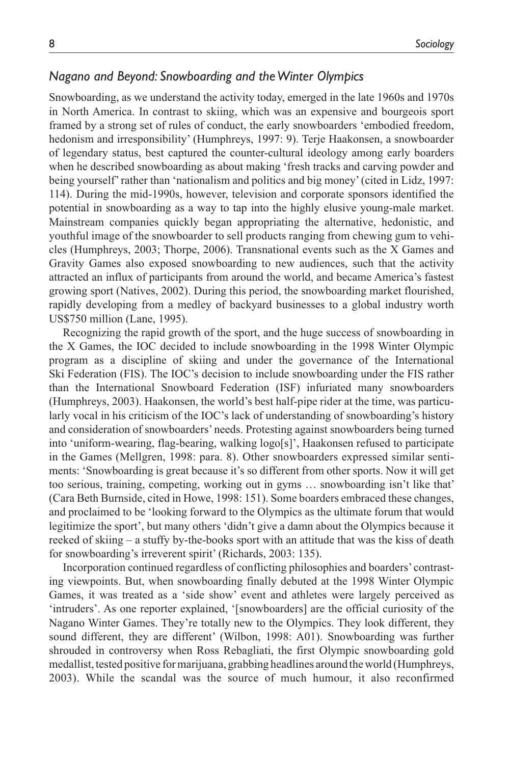## *Nagano and Beyond: Snowboarding and the Winter Olympics*

Snowboarding, as we understand the activity today, emerged in the late 1960s and 1970s in North America. In contrast to skiing, which was an expensive and bourgeois sport framed by a strong set of rules of conduct, the early snowboarders 'embodied freedom, hedonism and irresponsibility' (Humphreys, 1997: 9). Terje Haakonsen, a snowboarder of legendary status, best captured the counter-cultural ideology among early boarders when he described snowboarding as about making 'fresh tracks and carving powder and being yourself' rather than 'nationalism and politics and big money' (cited in Lidz, 1997: 114). During the mid-1990s, however, television and corporate sponsors identified the potential in snowboarding as a way to tap into the highly elusive young-male market. Mainstream companies quickly began appropriating the alternative, hedonistic, and youthful image of the snowboarder to sell products ranging from chewing gum to vehicles (Humphreys, 2003; Thorpe, 2006). Transnational events such as the X Games and Gravity Games also exposed snowboarding to new audiences, such that the activity attracted an influx of participants from around the world, and became America's fastest growing sport (Natives, 2002). During this period, the snowboarding market flourished, rapidly developing from a medley of backyard businesses to a global industry worth US$750 million (Lane, 1995).

Recognizing the rapid growth of the sport, and the huge success of snowboarding in the X Games, the IOC decided to include snowboarding in the 1998 Winter Olympic program as a discipline of skiing and under the governance of the International Ski Federation (FIS). The IOC's decision to include snowboarding under the FIS rather than the International Snowboard Federation (ISF) infuriated many snowboarders (Humphreys, 2003). Haakonsen, the world's best half-pipe rider at the time, was particularly vocal in his criticism of the IOC's lack of understanding of snowboarding's history and consideration of snowboarders' needs. Protesting against snowboarders being turned into 'uniform-wearing, flag-bearing, walking logo[s]', Haakonsen refused to participate in the Games (Mellgren, 1998: para. 8). Other snowboarders expressed similar sentiments: 'Snowboarding is great because it's so different from other sports. Now it will get too serious, training, competing, working out in gyms … snowboarding isn't like that' (Cara Beth Burnside, cited in Howe, 1998: 151). Some boarders embraced these changes, and proclaimed to be 'looking forward to the Olympics as the ultimate forum that would legitimize the sport', but many others 'didn't give a damn about the Olympics because it reeked of skiing – a stuffy by-the-books sport with an attitude that was the kiss of death for snowboarding's irreverent spirit' (Richards, 2003: 135).

Incorporation continued regardless of conflicting philosophies and boarders' contrasting viewpoints. But, when snowboarding finally debuted at the 1998 Winter Olympic Games, it was treated as a 'side show' event and athletes were largely perceived as 'intruders'. As one reporter explained, '[snowboarders] are the official curiosity of the Nagano Winter Games. They're totally new to the Olympics. They look different, they sound different, they are different' (Wilbon, 1998: A01). Snowboarding was further shrouded in controversy when Ross Rebagliati, the first Olympic snowboarding gold medallist, tested positive for marijuana, grabbing headlines around the world (Humphreys, 2003). While the scandal was the source of much humour, it also reconfirmed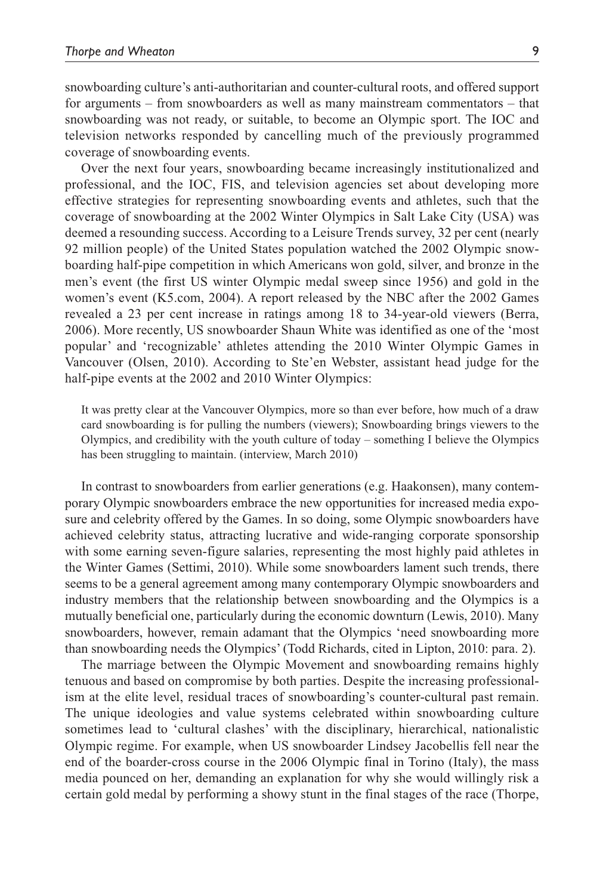snowboarding culture's anti-authoritarian and counter-cultural roots, and offered support for arguments – from snowboarders as well as many mainstream commentators – that snowboarding was not ready, or suitable, to become an Olympic sport. The IOC and television networks responded by cancelling much of the previously programmed coverage of snowboarding events.

Over the next four years, snowboarding became increasingly institutionalized and professional, and the IOC, FIS, and television agencies set about developing more effective strategies for representing snowboarding events and athletes, such that the coverage of snowboarding at the 2002 Winter Olympics in Salt Lake City (USA) was deemed a resounding success. According to a Leisure Trends survey, 32 per cent (nearly 92 million people) of the United States population watched the 2002 Olympic snowboarding half-pipe competition in which Americans won gold, silver, and bronze in the men's event (the first US winter Olympic medal sweep since 1956) and gold in the women's event (K5.com, 2004). A report released by the NBC after the 2002 Games revealed a 23 per cent increase in ratings among 18 to 34-year-old viewers (Berra, 2006). More recently, US snowboarder Shaun White was identified as one of the 'most popular' and 'recognizable' athletes attending the 2010 Winter Olympic Games in Vancouver (Olsen, 2010). According to Ste'en Webster, assistant head judge for the half-pipe events at the 2002 and 2010 Winter Olympics:

> It was pretty clear at the Vancouver Olympics, more so than ever before, how much of a draw card snowboarding is for pulling the numbers (viewers); Snowboarding brings viewers to the Olympics, and credibility with the youth culture of today – something I believe the Olympics has been struggling to maintain. (interview, March 2010)

In contrast to snowboarders from earlier generations (e.g. Haakonsen), many contemporary Olympic snowboarders embrace the new opportunities for increased media exposure and celebrity offered by the Games. In so doing, some Olympic snowboarders have achieved celebrity status, attracting lucrative and wide-ranging corporate sponsorship with some earning seven-figure salaries, representing the most highly paid athletes in the Winter Games (Settimi, 2010). While some snowboarders lament such trends, there seems to be a general agreement among many contemporary Olympic snowboarders and industry members that the relationship between snowboarding and the Olympics is a mutually beneficial one, particularly during the economic downturn (Lewis, 2010). Many snowboarders, however, remain adamant that the Olympics 'need snowboarding more than snowboarding needs the Olympics' (Todd Richards, cited in Lipton, 2010: para. 2).

The marriage between the Olympic Movement and snowboarding remains highly tenuous and based on compromise by both parties. Despite the increasing professionalism at the elite level, residual traces of snowboarding's counter-cultural past remain. The unique ideologies and value systems celebrated within snowboarding culture sometimes lead to 'cultural clashes' with the disciplinary, hierarchical, nationalistic Olympic regime. For example, when US snowboarder Lindsey Jacobellis fell near the end of the boarder-cross course in the 2006 Olympic final in Torino (Italy), the mass media pounced on her, demanding an explanation for why she would willingly risk a certain gold medal by performing a showy stunt in the final stages of the race (Thorpe,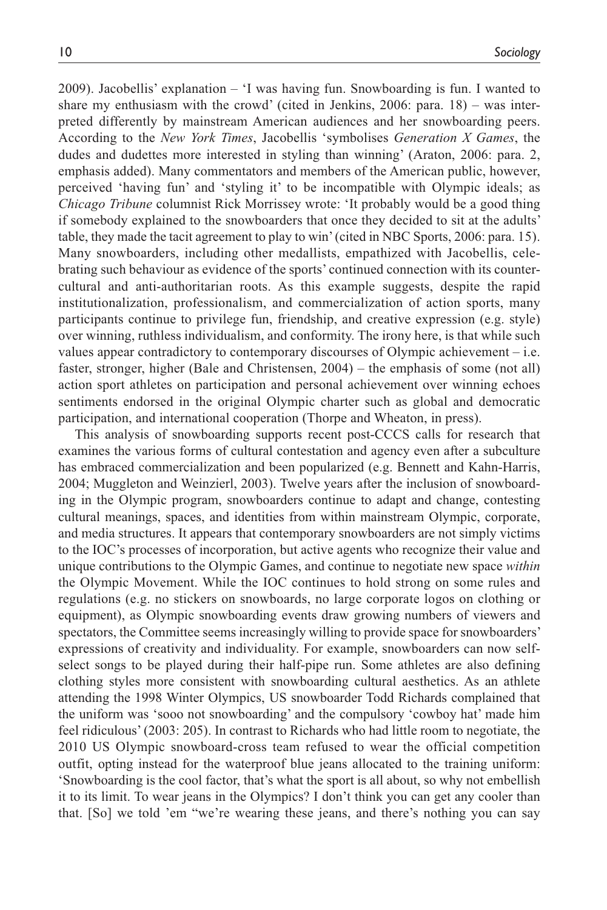2009). Jacobellis' explanation – 'I was having fun. Snowboarding is fun. I wanted to share my enthusiasm with the crowd' (cited in Jenkins, 2006: para. 18) – was interpreted differently by mainstream American audiences and her snowboarding peers. According to the *New York Times*, Jacobellis 'symbolises *Generation X Games*, the dudes and dudettes more interested in styling than winning' (Araton, 2006: para. 2, emphasis added). Many commentators and members of the American public, however, perceived 'having fun' and 'styling it' to be incompatible with Olympic ideals; as *Chicago Tribune* columnist Rick Morrissey wrote: 'It probably would be a good thing if somebody explained to the snowboarders that once they decided to sit at the adults' table, they made the tacit agreement to play to win' (cited in NBC Sports, 2006: para. 15). Many snowboarders, including other medallists, empathized with Jacobellis, celebrating such behaviour as evidence of the sports' continued connection with its countercultural and anti-authoritarian roots. As this example suggests, despite the rapid institutionalization, professionalism, and commercialization of action sports, many participants continue to privilege fun, friendship, and creative expression (e.g. style) over winning, ruthless individualism, and conformity. The irony here, is that while such values appear contradictory to contemporary discourses of Olympic achievement – i.e. faster, stronger, higher (Bale and Christensen, 2004) – the emphasis of some (not all) action sport athletes on participation and personal achievement over winning echoes sentiments endorsed in the original Olympic charter such as global and democratic participation, and international cooperation (Thorpe and Wheaton, in press).

This analysis of snowboarding supports recent post-CCCS calls for research that examines the various forms of cultural contestation and agency even after a subculture has embraced commercialization and been popularized (e.g. Bennett and Kahn-Harris, 2004; Muggleton and Weinzierl, 2003). Twelve years after the inclusion of snowboarding in the Olympic program, snowboarders continue to adapt and change, contesting cultural meanings, spaces, and identities from within mainstream Olympic, corporate, and media structures. It appears that contemporary snowboarders are not simply victims to the IOC's processes of incorporation, but active agents who recognize their value and unique contributions to the Olympic Games, and continue to negotiate new space *within* the Olympic Movement. While the IOC continues to hold strong on some rules and regulations (e.g. no stickers on snowboards, no large corporate logos on clothing or equipment), as Olympic snowboarding events draw growing numbers of viewers and spectators, the Committee seems increasingly willing to provide space for snowboarders' expressions of creativity and individuality. For example, snowboarders can now self-select songs to be played during their half-pipe run. Some athletes are also defining clothing styles more consistent with snowboarding cultural aesthetics. As an athlete attending the 1998 Winter Olympics, US snowboarder Todd Richards complained that the uniform was 'sooo not snowboarding' and the compulsory 'cowboy hat' made him feel ridiculous' (2003: 205). In contrast to Richards who had little room to negotiate, the 2010 US Olympic snowboard-cross team refused to wear the official competition outfit, opting instead for the waterproof blue jeans allocated to the training uniform: 'Snowboarding is the cool factor, that's what the sport is all about, so why not embellish it to its limit. To wear jeans in the Olympics? I don't think you can get any cooler than that. [So] we told 'em "we're wearing these jeans, and there's nothing you can say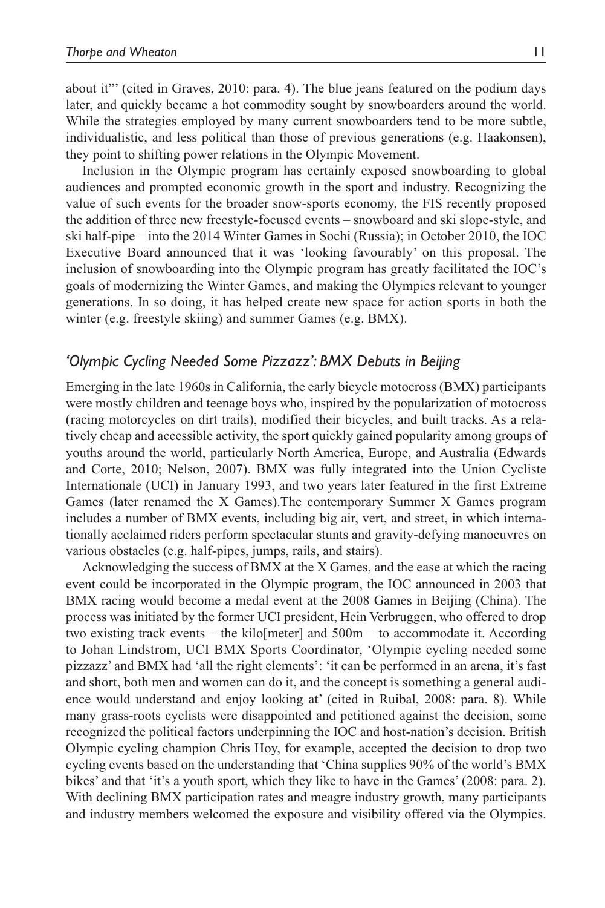about it'' (cited in Graves, 2010: para. 4). The blue jeans featured on the podium days later, and quickly became a hot commodity sought by snowboarders around the world. While the strategies employed by many current snowboarders tend to be more subtle, individualistic, and less political than those of previous generations (e.g. Haakonsen), they point to shifting power relations in the Olympic Movement.

Inclusion in the Olympic program has certainly exposed snowboarding to global audiences and prompted economic growth in the sport and industry. Recognizing the value of such events for the broader snow-sports economy, the FIS recently proposed the addition of three new freestyle-focused events – snowboard and ski slope-style, and ski half-pipe – into the 2014 Winter Games in Sochi (Russia); in October 2010, the IOC Executive Board announced that it was 'looking favourably' on this proposal. The inclusion of snowboarding into the Olympic program has greatly facilitated the IOC's goals of modernizing the Winter Games, and making the Olympics relevant to younger generations. In so doing, it has helped create new space for action sports in both the winter (e.g. freestyle skiing) and summer Games (e.g. BMX).

## *'Olympic Cycling Needed Some Pizzazz': BMX Debuts in Beijing*

Emerging in the late 1960s in California, the early bicycle motocross (BMX) participants were mostly children and teenage boys who, inspired by the popularization of motocross (racing motorcycles on dirt trails), modified their bicycles, and built tracks. As a relatively cheap and accessible activity, the sport quickly gained popularity among groups of youths around the world, particularly North America, Europe, and Australia (Edwards and Corte, 2010; Nelson, 2007). BMX was fully integrated into the Union Cycliste Internationale (UCI) in January 1993, and two years later featured in the first Extreme Games (later renamed the X Games).The contemporary Summer X Games program includes a number of BMX events, including big air, vert, and street, in which internationally acclaimed riders perform spectacular stunts and gravity-defying manoeuvres on various obstacles (e.g. half-pipes, jumps, rails, and stairs).

Acknowledging the success of BMX at the X Games, and the ease at which the racing event could be incorporated in the Olympic program, the IOC announced in 2003 that BMX racing would become a medal event at the 2008 Games in Beijing (China). The process was initiated by the former UCI president, Hein Verbruggen, who offered to drop two existing track events – the kilo[meter] and 500m – to accommodate it. According to Johan Lindstrom, UCI BMX Sports Coordinator, 'Olympic cycling needed some pizzazz' and BMX had 'all the right elements': 'it can be performed in an arena, it's fast and short, both men and women can do it, and the concept is something a general audience would understand and enjoy looking at' (cited in Ruibal, 2008: para. 8). While many grass-roots cyclists were disappointed and petitioned against the decision, some recognized the political factors underpinning the IOC and host-nation's decision. British Olympic cycling champion Chris Hoy, for example, accepted the decision to drop two cycling events based on the understanding that 'China supplies 90% of the world's BMX bikes' and that 'it's a youth sport, which they like to have in the Games' (2008: para. 2). With declining BMX participation rates and meagre industry growth, many participants and industry members welcomed the exposure and visibility offered via the Olympics.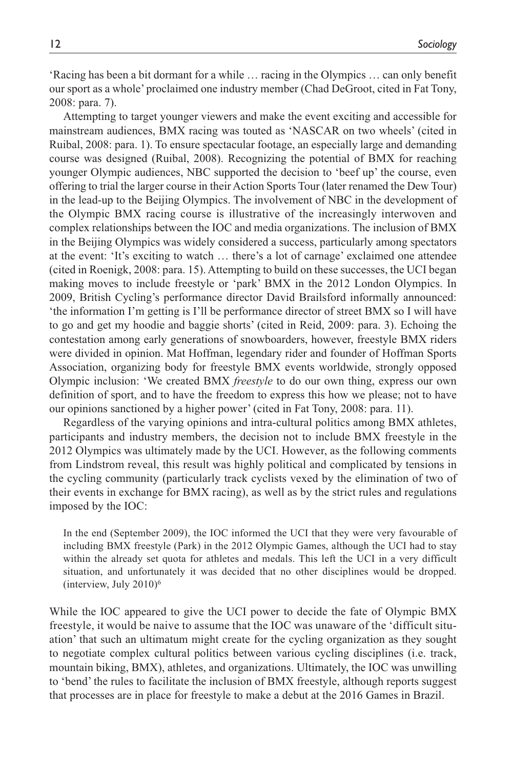'Racing has been a bit dormant for a while … racing in the Olympics … can only benefit our sport as a whole' proclaimed one industry member (Chad DeGroot, cited in Fat Tony, 2008: para. 7).

Attempting to target younger viewers and make the event exciting and accessible for mainstream audiences, BMX racing was touted as 'NASCAR on two wheels' (cited in Ruibal, 2008: para. 1). To ensure spectacular footage, an especially large and demanding course was designed (Ruibal, 2008). Recognizing the potential of BMX for reaching younger Olympic audiences, NBC supported the decision to 'beef up' the course, even offering to trial the larger course in their Action Sports Tour (later renamed the Dew Tour) in the lead-up to the Beijing Olympics. The involvement of NBC in the development of the Olympic BMX racing course is illustrative of the increasingly interwoven and complex relationships between the IOC and media organizations. The inclusion of BMX in the Beijing Olympics was widely considered a success, particularly among spectators at the event: 'It's exciting to watch … there's a lot of carnage' exclaimed one attendee (cited in Roenigk, 2008: para. 15). Attempting to build on these successes, the UCI began making moves to include freestyle or 'park' BMX in the 2012 London Olympics. In 2009, British Cycling's performance director David Brailsford informally announced: 'the information I'm getting is I'll be performance director of street BMX so I will have to go and get my hoodie and baggie shorts' (cited in Reid, 2009: para. 3). Echoing the contestation among early generations of snowboarders, however, freestyle BMX riders were divided in opinion. Mat Hoffman, legendary rider and founder of Hoffman Sports Association, organizing body for freestyle BMX events worldwide, strongly opposed Olympic inclusion: 'We created BMX *freestyle* to do our own thing, express our own definition of sport, and to have the freedom to express this how we please; not to have our opinions sanctioned by a higher power' (cited in Fat Tony, 2008: para. 11).

Regardless of the varying opinions and intra-cultural politics among BMX athletes, participants and industry members, the decision not to include BMX freestyle in the 2012 Olympics was ultimately made by the UCI. However, as the following comments from Lindstrom reveal, this result was highly political and complicated by tensions in the cycling community (particularly track cyclists vexed by the elimination of two of their events in exchange for BMX racing), as well as by the strict rules and regulations imposed by the IOC:

> In the end (September 2009), the IOC informed the UCI that they were very favourable of including BMX freestyle (Park) in the 2012 Olympic Games, although the UCI had to stay within the already set quota for athletes and medals. This left the UCI in a very difficult situation, and unfortunately it was decided that no other disciplines would be dropped. (interview, July 2010)[6]

While the IOC appeared to give the UCI power to decide the fate of Olympic BMX freestyle, it would be naive to assume that the IOC was unaware of the 'difficult situation' that such an ultimatum might create for the cycling organization as they sought to negotiate complex cultural politics between various cycling disciplines (i.e. track, mountain biking, BMX), athletes, and organizations. Ultimately, the IOC was unwilling to 'bend' the rules to facilitate the inclusion of BMX freestyle, although reports suggest that processes are in place for freestyle to make a debut at the 2016 Games in Brazil.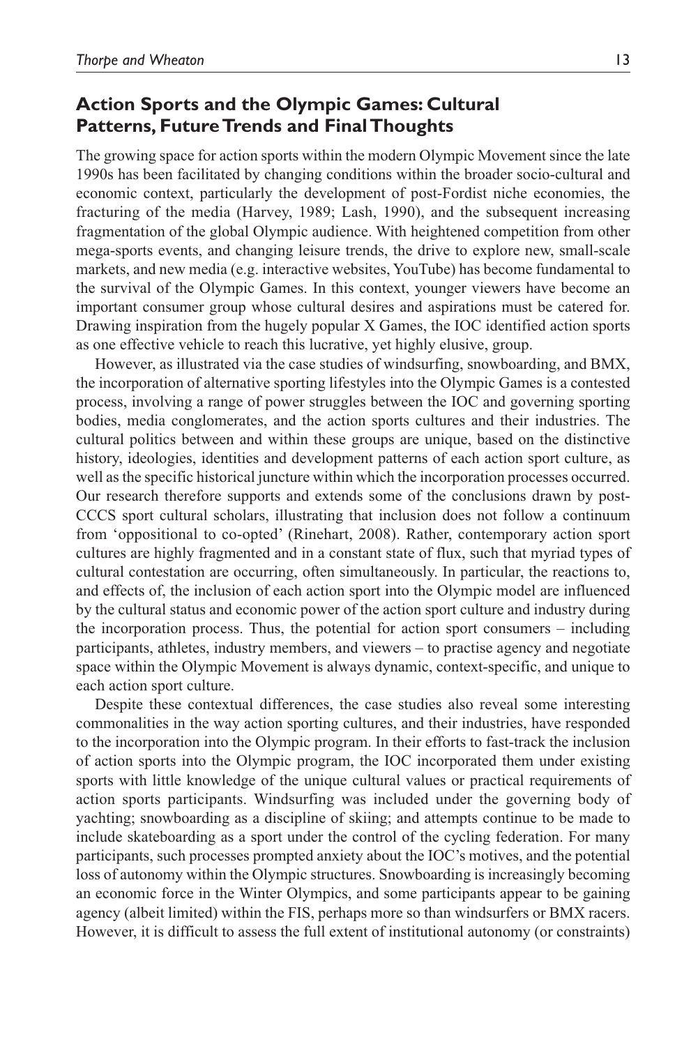## Action Sports and the Olympic Games: Cultural Patterns, Future Trends and Final Thoughts

The growing space for action sports within the modern Olympic Movement since the late 1990s has been facilitated by changing conditions within the broader socio-cultural and economic context, particularly the development of post-Fordist niche economies, the fracturing of the media (Harvey, 1989; Lash, 1990), and the subsequent increasing fragmentation of the global Olympic audience. With heightened competition from other mega-sports events, and changing leisure trends, the drive to explore new, small-scale markets, and new media (e.g. interactive websites, YouTube) has become fundamental to the survival of the Olympic Games. In this context, younger viewers have become an important consumer group whose cultural desires and aspirations must be catered for. Drawing inspiration from the hugely popular X Games, the IOC identified action sports as one effective vehicle to reach this lucrative, yet highly elusive, group.

However, as illustrated via the case studies of windsurfing, snowboarding, and BMX, the incorporation of alternative sporting lifestyles into the Olympic Games is a contested process, involving a range of power struggles between the IOC and governing sporting bodies, media conglomerates, and the action sports cultures and their industries. The cultural politics between and within these groups are unique, based on the distinctive history, ideologies, identities and development patterns of each action sport culture, as well as the specific historical juncture within which the incorporation processes occurred. Our research therefore supports and extends some of the conclusions drawn by post-CCCS sport cultural scholars, illustrating that inclusion does not follow a continuum from 'oppositional to co-opted' (Rinehart, 2008). Rather, contemporary action sport cultures are highly fragmented and in a constant state of flux, such that myriad types of cultural contestation are occurring, often simultaneously. In particular, the reactions to, and effects of, the inclusion of each action sport into the Olympic model are influenced by the cultural status and economic power of the action sport culture and industry during the incorporation process. Thus, the potential for action sport consumers – including participants, athletes, industry members, and viewers – to practise agency and negotiate space within the Olympic Movement is always dynamic, context-specific, and unique to each action sport culture.

Despite these contextual differences, the case studies also reveal some interesting commonalities in the way action sporting cultures, and their industries, have responded to the incorporation into the Olympic program. In their efforts to fast-track the inclusion of action sports into the Olympic program, the IOC incorporated them under existing sports with little knowledge of the unique cultural values or practical requirements of action sports participants. Windsurfing was included under the governing body of yachting; snowboarding as a discipline of skiing; and attempts continue to be made to include skateboarding as a sport under the control of the cycling federation. For many participants, such processes prompted anxiety about the IOC's motives, and the potential loss of autonomy within the Olympic structures. Snowboarding is increasingly becoming an economic force in the Winter Olympics, and some participants appear to be gaining agency (albeit limited) within the FIS, perhaps more so than windsurfers or BMX racers. However, it is difficult to assess the full extent of institutional autonomy (or constraints)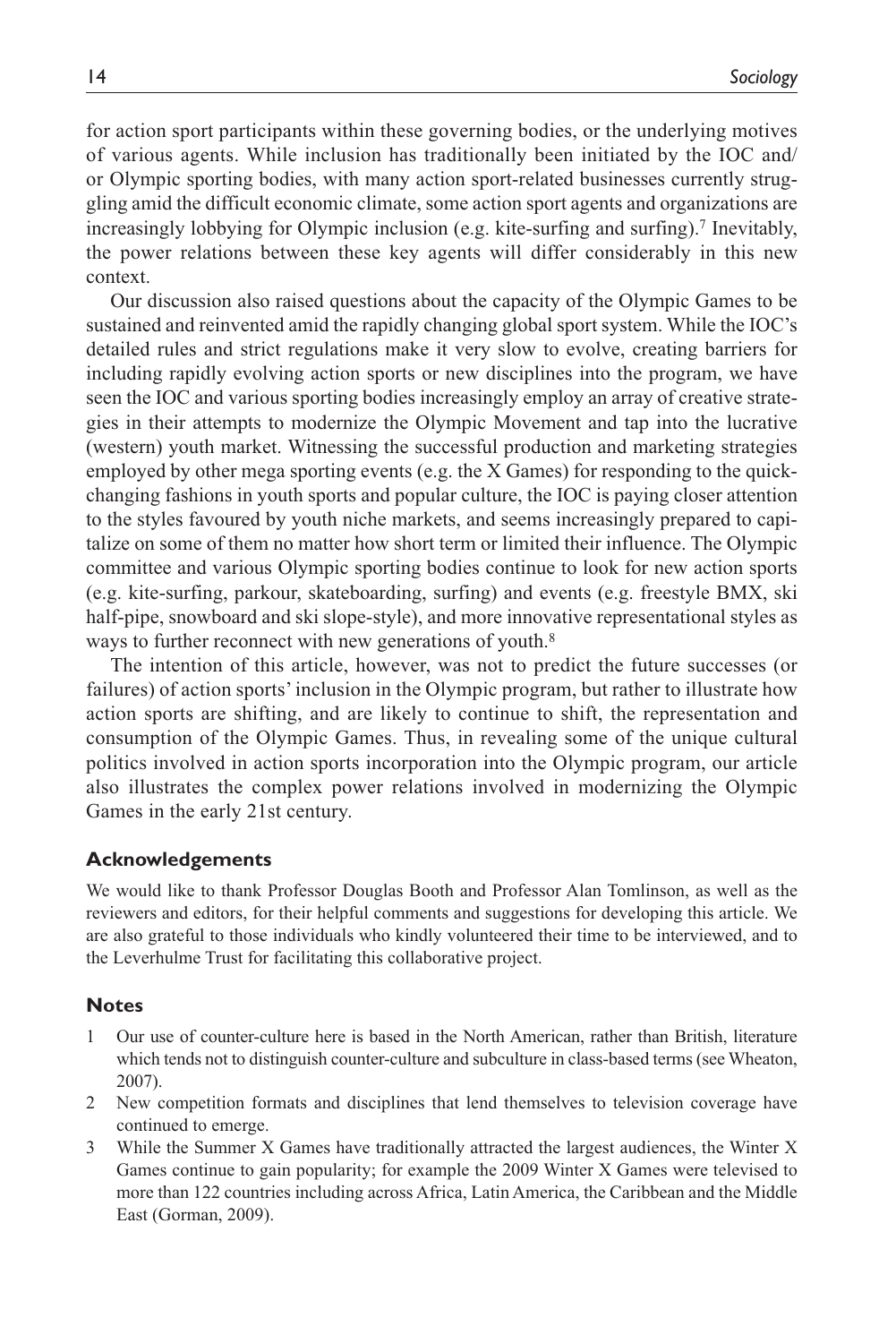for action sport participants within these governing bodies, or the underlying motives of various agents. While inclusion has traditionally been initiated by the IOC and/or Olympic sporting bodies, with many action sport-related businesses currently struggling amid the difficult economic climate, some action sport agents and organizations are increasingly lobbying for Olympic inclusion (e.g. kite-surfing and surfing).[7] Inevitably, the power relations between these key agents will differ considerably in this new context.

Our discussion also raised questions about the capacity of the Olympic Games to be sustained and reinvented amid the rapidly changing global sport system. While the IOC's detailed rules and strict regulations make it very slow to evolve, creating barriers for including rapidly evolving action sports or new disciplines into the program, we have seen the IOC and various sporting bodies increasingly employ an array of creative strategies in their attempts to modernize the Olympic Movement and tap into the lucrative (western) youth market. Witnessing the successful production and marketing strategies employed by other mega sporting events (e.g. the X Games) for responding to the quick-changing fashions in youth sports and popular culture, the IOC is paying closer attention to the styles favoured by youth niche markets, and seems increasingly prepared to capitalize on some of them no matter how short term or limited their influence. The Olympic committee and various Olympic sporting bodies continue to look for new action sports (e.g. kite-surfing, parkour, skateboarding, surfing) and events (e.g. freestyle BMX, ski half-pipe, snowboard and ski slope-style), and more innovative representational styles as ways to further reconnect with new generations of youth.[8]

The intention of this article, however, was not to predict the future successes (or failures) of action sports' inclusion in the Olympic program, but rather to illustrate how action sports are shifting, and are likely to continue to shift, the representation and consumption of the Olympic Games. Thus, in revealing some of the unique cultural politics involved in action sports incorporation into the Olympic program, our article also illustrates the complex power relations involved in modernizing the Olympic Games in the early 21st century.

## Acknowledgements

We would like to thank Professor Douglas Booth and Professor Alan Tomlinson, as well as the reviewers and editors, for their helpful comments and suggestions for developing this article. We are also grateful to those individuals who kindly volunteered their time to be interviewed, and to the Leverhulme Trust for facilitating this collaborative project.

## Notes

1. Our use of counter-culture here is based in the North American, rather than British, literature which tends not to distinguish counter-culture and subculture in class-based terms (see Wheaton, 2007).
2. New competition formats and disciplines that lend themselves to television coverage have continued to emerge.
3. While the Summer X Games have traditionally attracted the largest audiences, the Winter X Games continue to gain popularity; for example the 2009 Winter X Games were televised to more than 122 countries including across Africa, Latin America, the Caribbean and the Middle East (Gorman, 2009).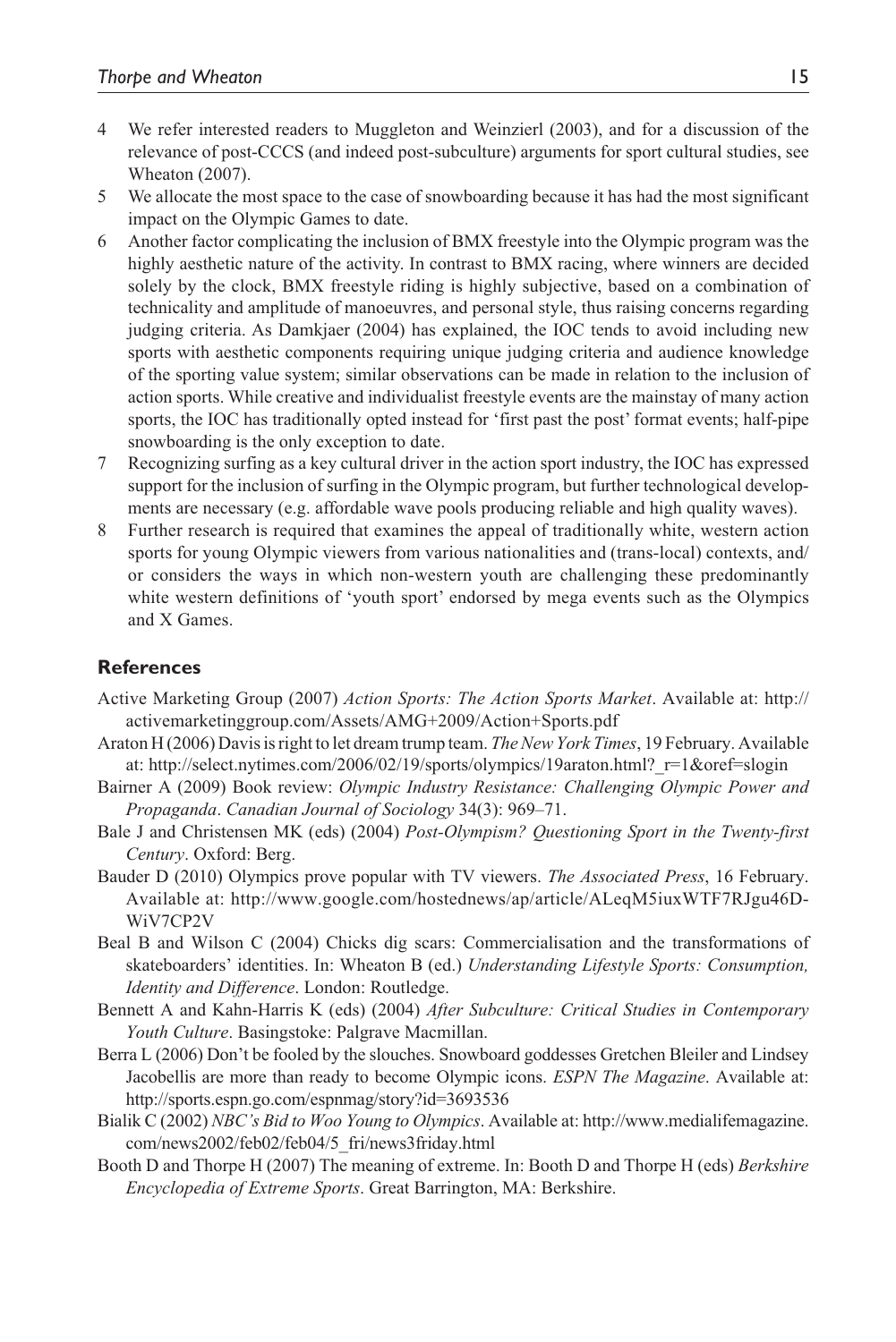4 We refer interested readers to Muggleton and Weinzierl (2003), and for a discussion of the relevance of post-CCCS (and indeed post-subculture) arguments for sport cultural studies, see Wheaton (2007).

5 We allocate the most space to the case of snowboarding because it has had the most significant impact on the Olympic Games to date.

6 Another factor complicating the inclusion of BMX freestyle into the Olympic program was the highly aesthetic nature of the activity. In contrast to BMX racing, where winners are decided solely by the clock, BMX freestyle riding is highly subjective, based on a combination of technicality and amplitude of manoeuvres, and personal style, thus raising concerns regarding judging criteria. As Damkjaer (2004) has explained, the IOC tends to avoid including new sports with aesthetic components requiring unique judging criteria and audience knowledge of the sporting value system; similar observations can be made in relation to the inclusion of action sports. While creative and individualist freestyle events are the mainstay of many action sports, the IOC has traditionally opted instead for 'first past the post' format events; half-pipe snowboarding is the only exception to date.

7 Recognizing surfing as a key cultural driver in the action sport industry, the IOC has expressed support for the inclusion of surfing in the Olympic program, but further technological developments are necessary (e.g. affordable wave pools producing reliable and high quality waves).

8 Further research is required that examines the appeal of traditionally white, western action sports for young Olympic viewers from various nationalities and (trans-local) contexts, and/or considers the ways in which non-western youth are challenging these predominantly white western definitions of 'youth sport' endorsed by mega events such as the Olympics and X Games.

## References

Active Marketing Group (2007) *Action Sports: The Action Sports Market*. Available at: http://activemarketinggroup.com/Assets/AMG+2009/Action+Sports.pdf

Araton H (2006) Davis is right to let dream trump team. *The New York Times*, 19 February. Available at: http://select.nytimes.com/2006/02/19/sports/olympics/19araton.html?_r=1&oref=slogin

Bairner A (2009) Book review: *Olympic Industry Resistance: Challenging Olympic Power and Propaganda*. *Canadian Journal of Sociology* 34(3): 969–71.

Bale J and Christensen MK (eds) (2004) *Post-Olympism? Questioning Sport in the Twenty-first Century*. Oxford: Berg.

Bauder D (2010) Olympics prove popular with TV viewers. *The Associated Press*, 16 February. Available at: http://www.google.com/hostednews/ap/article/ALeqM5iuxWTF7RJgu46D-WiV7CP2V

Beal B and Wilson C (2004) Chicks dig scars: Commercialisation and the transformations of skateboarders' identities. In: Wheaton B (ed.) *Understanding Lifestyle Sports: Consumption, Identity and Difference*. London: Routledge.

Bennett A and Kahn-Harris K (eds) (2004) *After Subculture: Critical Studies in Contemporary Youth Culture*. Basingstoke: Palgrave Macmillan.

Berra L (2006) Don't be fooled by the slouches. Snowboard goddesses Gretchen Bleiler and Lindsey Jacobellis are more than ready to become Olympic icons. *ESPN The Magazine*. Available at: http://sports.espn.go.com/espnmag/story?id=3693536

Bialik C (2002) *NBC's Bid to Woo Young to Olympics*. Available at: http://www.medialifemagazine.com/news2002/feb02/feb04/5_fri/news3friday.html

Booth D and Thorpe H (2007) The meaning of extreme. In: Booth D and Thorpe H (eds) *Berkshire Encyclopedia of Extreme Sports*. Great Barrington, MA: Berkshire.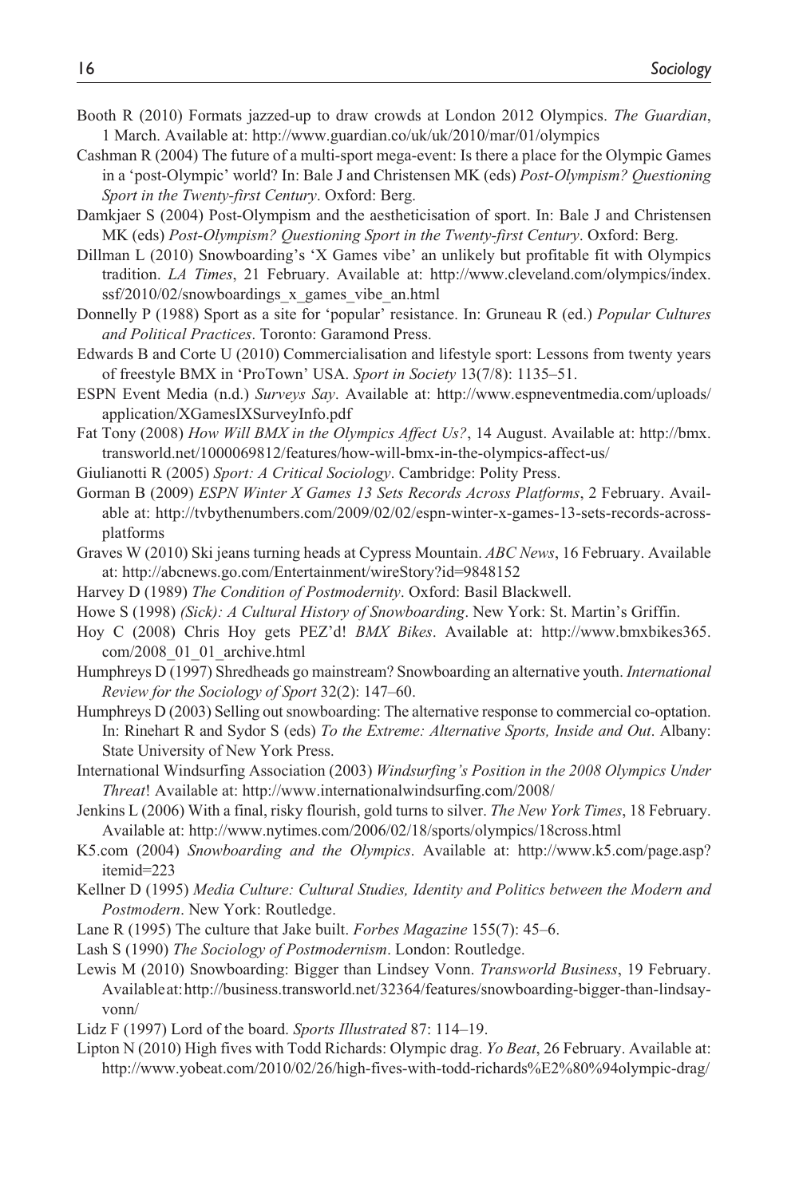Booth R (2010) Formats jazzed-up to draw crowds at London 2012 Olympics. *The Guardian*, 1 March. Available at: http://www.guardian.co/uk/uk/2010/mar/01/olympics

Cashman R (2004) The future of a multi-sport mega-event: Is there a place for the Olympic Games in a 'post-Olympic' world? In: Bale J and Christensen MK (eds) *Post-Olympism? Questioning Sport in the Twenty-first Century*. Oxford: Berg.

Damkjaer S (2004) Post-Olympism and the aestheticisation of sport. In: Bale J and Christensen MK (eds) *Post-Olympism? Questioning Sport in the Twenty-first Century*. Oxford: Berg.

Dillman L (2010) Snowboarding's 'X Games vibe' an unlikely but profitable fit with Olympics tradition. *LA Times*, 21 February. Available at: http://www.cleveland.com/olympics/index.ssf/2010/02/snowboardings_x_games_vibe_an.html

Donnelly P (1988) Sport as a site for 'popular' resistance. In: Gruneau R (ed.) *Popular Cultures and Political Practices*. Toronto: Garamond Press.

Edwards B and Corte U (2010) Commercialisation and lifestyle sport: Lessons from twenty years of freestyle BMX in 'ProTown' USA. *Sport in Society* 13(7/8): 1135–51.

ESPN Event Media (n.d.) *Surveys Say*. Available at: http://www.espneventmedia.com/uploads/application/XGamesIXSurveyInfo.pdf

Fat Tony (2008) *How Will BMX in the Olympics Affect Us?*, 14 August. Available at: http://bmx.transworld.net/1000069812/features/how-will-bmx-in-the-olympics-affect-us/

Giulianotti R (2005) *Sport: A Critical Sociology*. Cambridge: Polity Press.

Gorman B (2009) *ESPN Winter X Games 13 Sets Records Across Platforms*, 2 February. Available at: http://tvbythenumbers.com/2009/02/02/espn-winter-x-games-13-sets-records-across-platforms

Graves W (2010) Ski jeans turning heads at Cypress Mountain. *ABC News*, 16 February. Available at: http://abcnews.go.com/Entertainment/wireStory?id=9848152

Harvey D (1989) *The Condition of Postmodernity*. Oxford: Basil Blackwell.

Howe S (1998) *(Sick): A Cultural History of Snowboarding*. New York: St. Martin's Griffin.

Hoy C (2008) Chris Hoy gets PEZ'd! *BMX Bikes*. Available at: http://www.bmxbikes365.com/2008_01_01_archive.html

Humphreys D (1997) Shredheads go mainstream? Snowboarding an alternative youth. *International Review for the Sociology of Sport* 32(2): 147–60.

Humphreys D (2003) Selling out snowboarding: The alternative response to commercial co-optation. In: Rinehart R and Sydor S (eds) *To the Extreme: Alternative Sports, Inside and Out*. Albany: State University of New York Press.

International Windsurfing Association (2003) *Windsurfing's Position in the 2008 Olympics Under Threat*! Available at: http://www.internationalwindsurfing.com/2008/

Jenkins L (2006) With a final, risky flourish, gold turns to silver. *The New York Times*, 18 February. Available at: http://www.nytimes.com/2006/02/18/sports/olympics/18cross.html

K5.com (2004) *Snowboarding and the Olympics*. Available at: http://www.k5.com/page.asp?itemid=223

Kellner D (1995) *Media Culture: Cultural Studies, Identity and Politics between the Modern and Postmodern*. New York: Routledge.

Lane R (1995) The culture that Jake built. *Forbes Magazine* 155(7): 45–6.

Lash S (1990) *The Sociology of Postmodernism*. London: Routledge.

Lewis M (2010) Snowboarding: Bigger than Lindsey Vonn. *Transworld Business*, 19 February. Available at: http://business.transworld.net/32364/features/snowboarding-bigger-than-lindsay-vonn/

Lidz F (1997) Lord of the board. *Sports Illustrated* 87: 114–19.

Lipton N (2010) High fives with Todd Richards: Olympic drag. *Yo Beat*, 26 February. Available at: http://www.yobeat.com/2010/02/26/high-fives-with-todd-richards%E2%80%94olympic-drag/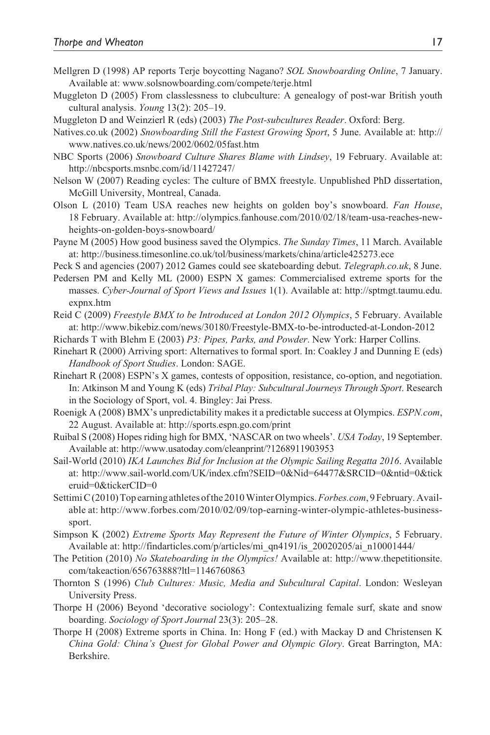Mellgren D (1998) AP reports Terje boycotting Nagano? *SOL Snowboarding Online*, 7 January. Available at: www.solsnowboarding.com/compete/terje.html

Muggleton D (2005) From classlessness to clubculture: A genealogy of post-war British youth cultural analysis. *Young* 13(2): 205–19.

Muggleton D and Weinzierl R (eds) (2003) *The Post-subcultures Reader*. Oxford: Berg.

Natives.co.uk (2002) *Snowboarding Still the Fastest Growing Sport*, 5 June. Available at: http://www.natives.co.uk/news/2002/0602/05fast.htm

NBC Sports (2006) *Snowboard Culture Shares Blame with Lindsey*, 19 February. Available at: http://nbcsports.msnbc.com/id/11427247/

Nelson W (2007) Reading cycles: The culture of BMX freestyle. Unpublished PhD dissertation, McGill University, Montreal, Canada.

Olson L (2010) Team USA reaches new heights on golden boy's snowboard. *Fan House*, 18 February. Available at: http://olympics.fanhouse.com/2010/02/18/team-usa-reaches-new-heights-on-golden-boys-snowboard/

Payne M (2005) How good business saved the Olympics. *The Sunday Times*, 11 March. Available at: http://business.timesonline.co.uk/tol/business/markets/china/article425273.ece

Peck S and agencies (2007) 2012 Games could see skateboarding debut. *Telegraph.co.uk*, 8 June.

Pedersen PM and Kelly ML (2000) ESPN X games: Commercialised extreme sports for the masses. *Cyber-Journal of Sport Views and Issues* 1(1). Available at: http://sptmgt.taumu.edu.expnx.htm

Reid C (2009) *Freestyle BMX to be Introduced at London 2012 Olympics*, 5 February. Available at: http://www.bikebiz.com/news/30180/Freestyle-BMX-to-be-introducted-at-London-2012

Richards T with Blehm E (2003) *P3: Pipes, Parks, and Powder*. New York: Harper Collins.

Rinehart R (2000) Arriving sport: Alternatives to formal sport. In: Coakley J and Dunning E (eds) *Handbook of Sport Studies*. London: SAGE.

Rinehart R (2008) ESPN's X games, contests of opposition, resistance, co-option, and negotiation. In: Atkinson M and Young K (eds) *Tribal Play: Subcultural Journeys Through Sport*. Research in the Sociology of Sport, vol. 4. Bingley: Jai Press.

Roenigk A (2008) BMX's unpredictability makes it a predictable success at Olympics. *ESPN.com*, 22 August. Available at: http://sports.espn.go.com/print

Ruibal S (2008) Hopes riding high for BMX, 'NASCAR on two wheels'. *USA Today*, 19 September. Available at: http://www.usatoday.com/cleanprint/?1268911903953

Sail-World (2010) *IKA Launches Bid for Inclusion at the Olympic Sailing Regatta 2016*. Available at: http://www.sail-world.com/UK/index.cfm?SEID=0&Nid=64477&SRCID=0&ntid=0&tickeruid=0&tickerCID=0

Settimi C (2010) Top earning athletes of the 2010 Winter Olympics. *Forbes.com*, 9 February. Available at: http://www.forbes.com/2010/02/09/top-earning-winter-olympic-athletes-business-sport.

Simpson K (2002) *Extreme Sports May Represent the Future of Winter Olympics*, 5 February. Available at: http://findarticles.com/p/articles/mi_qn4191/is_20020205/ai_n10001444/

The Petition (2010) *No Skateboarding in the Olympics!* Available at: http://www.thepetitionsite.com/takeaction/656763888?ltl=1146760863

Thornton S (1996) *Club Cultures: Music, Media and Subcultural Capital*. London: Wesleyan University Press.

Thorpe H (2006) Beyond 'decorative sociology': Contextualizing female surf, skate and snow boarding. *Sociology of Sport Journal* 23(3): 205–28.

Thorpe H (2008) Extreme sports in China. In: Hong F (ed.) with Mackay D and Christensen K *China Gold: China's Quest for Global Power and Olympic Glory*. Great Barrington, MA: Berkshire.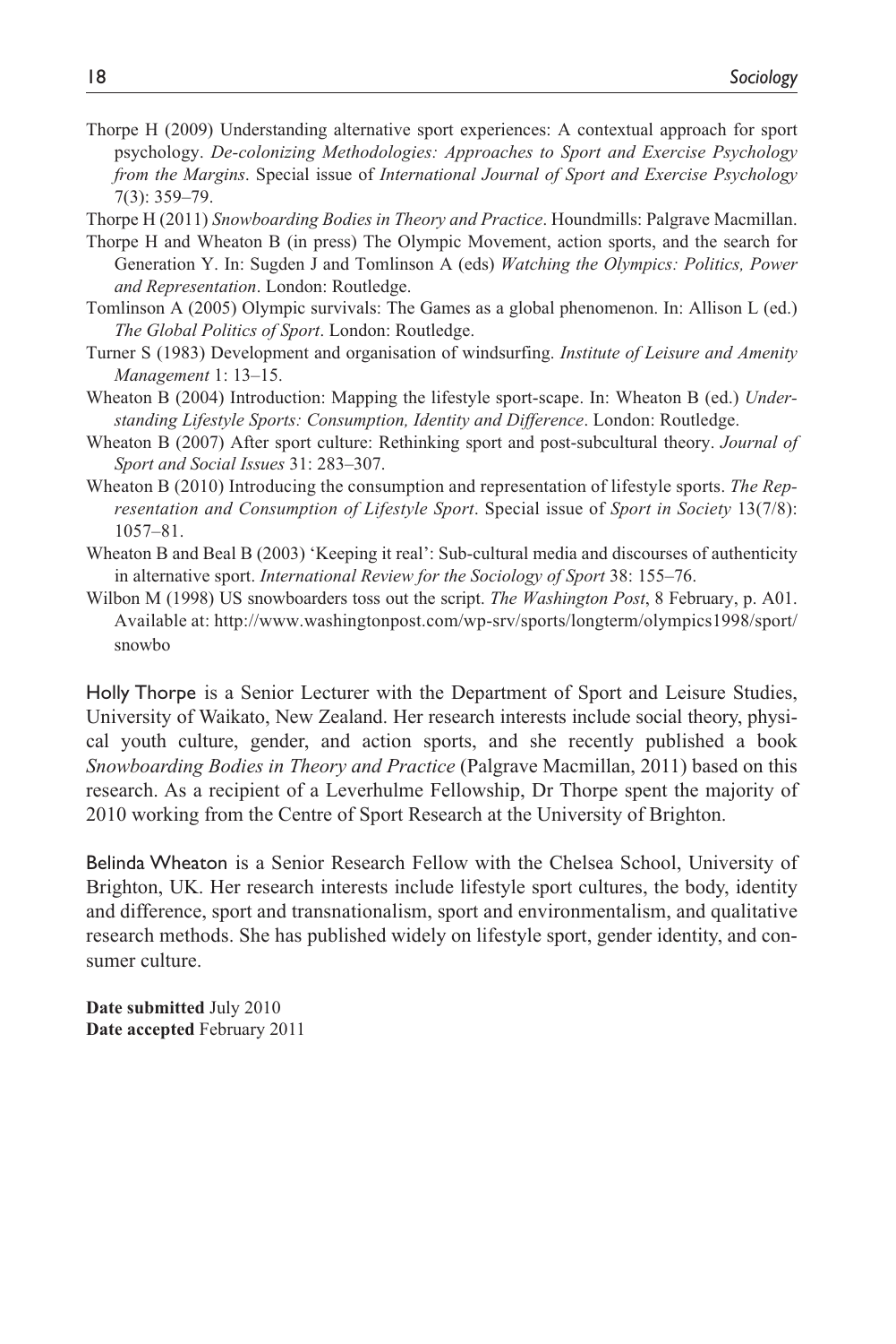Thorpe H (2009) Understanding alternative sport experiences: A contextual approach for sport psychology. *De-colonizing Methodologies: Approaches to Sport and Exercise Psychology from the Margins*. Special issue of *International Journal of Sport and Exercise Psychology* 7(3): 359–79.

Thorpe H (2011) *Snowboarding Bodies in Theory and Practice*. Houndmills: Palgrave Macmillan.

Thorpe H and Wheaton B (in press) The Olympic Movement, action sports, and the search for Generation Y. In: Sugden J and Tomlinson A (eds) *Watching the Olympics: Politics, Power and Representation*. London: Routledge.

Tomlinson A (2005) Olympic survivals: The Games as a global phenomenon. In: Allison L (ed.) *The Global Politics of Sport*. London: Routledge.

Turner S (1983) Development and organisation of windsurfing. *Institute of Leisure and Amenity Management* 1: 13–15.

Wheaton B (2004) Introduction: Mapping the lifestyle sport-scape. In: Wheaton B (ed.) *Understanding Lifestyle Sports: Consumption, Identity and Difference*. London: Routledge.

Wheaton B (2007) After sport culture: Rethinking sport and post-subcultural theory. *Journal of Sport and Social Issues* 31: 283–307.

Wheaton B (2010) Introducing the consumption and representation of lifestyle sports. *The Representation and Consumption of Lifestyle Sport*. Special issue of *Sport in Society* 13(7/8): 1057–81.

Wheaton B and Beal B (2003) 'Keeping it real': Sub-cultural media and discourses of authenticity in alternative sport. *International Review for the Sociology of Sport* 38: 155–76.

Wilbon M (1998) US snowboarders toss out the script. *The Washington Post*, 8 February, p. A01. Available at: http://www.washingtonpost.com/wp-srv/sports/longterm/olympics1998/sport/snowbo

Holly Thorpe is a Senior Lecturer with the Department of Sport and Leisure Studies, University of Waikato, New Zealand. Her research interests include social theory, physical youth culture, gender, and action sports, and she recently published a book *Snowboarding Bodies in Theory and Practice* (Palgrave Macmillan, 2011) based on this research. As a recipient of a Leverhulme Fellowship, Dr Thorpe spent the majority of 2010 working from the Centre of Sport Research at the University of Brighton.

Belinda Wheaton is a Senior Research Fellow with the Chelsea School, University of Brighton, UK. Her research interests include lifestyle sport cultures, the body, identity and difference, sport and transnationalism, sport and environmentalism, and qualitative research methods. She has published widely on lifestyle sport, gender identity, and consumer culture.

**Date submitted** July 2010
**Date accepted** February 2011